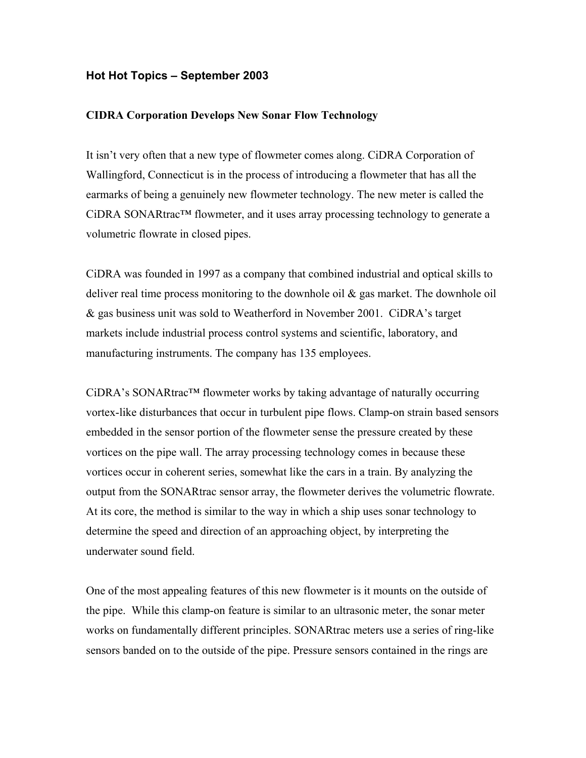## Hot Hot Topics – September 2003

### CIDRA Corporation Develops New Sonar Flow Technology

It isn't very often that a new type of flowmeter comes along. CiDRA Corporation of Wallingford, Connecticut is in the process of introducing a flowmeter that has all the earmarks of being a genuinely new flowmeter technology. The new meter is called the CiDRA SONARtrac™ flowmeter, and it uses array processing technology to generate a volumetric flowrate in closed pipes.

CiDRA was founded in 1997 as a company that combined industrial and optical skills to deliver real time process monitoring to the downhole oil & gas market. The downhole oil & gas business unit was sold to Weatherford in November 2001. CiDRA's target markets include industrial process control systems and scientific, laboratory, and manufacturing instruments. The company has 135 employees.

CiDRA's SONARtrac™ flowmeter works by taking advantage of naturally occurring vortex-like disturbances that occur in turbulent pipe flows. Clamp-on strain based sensors embedded in the sensor portion of the flowmeter sense the pressure created by these vortices on the pipe wall. The array processing technology comes in because these vortices occur in coherent series, somewhat like the cars in a train. By analyzing the output from the SONARtrac sensor array, the flowmeter derives the volumetric flowrate. At its core, the method is similar to the way in which a ship uses sonar technology to determine the speed and direction of an approaching object, by interpreting the underwater sound field.

One of the most appealing features of this new flowmeter is it mounts on the outside of the pipe. While this clamp-on feature is similar to an ultrasonic meter, the sonar meter works on fundamentally different principles. SONARtrac meters use a series of ring-like sensors banded on to the outside of the pipe. Pressure sensors contained in the rings are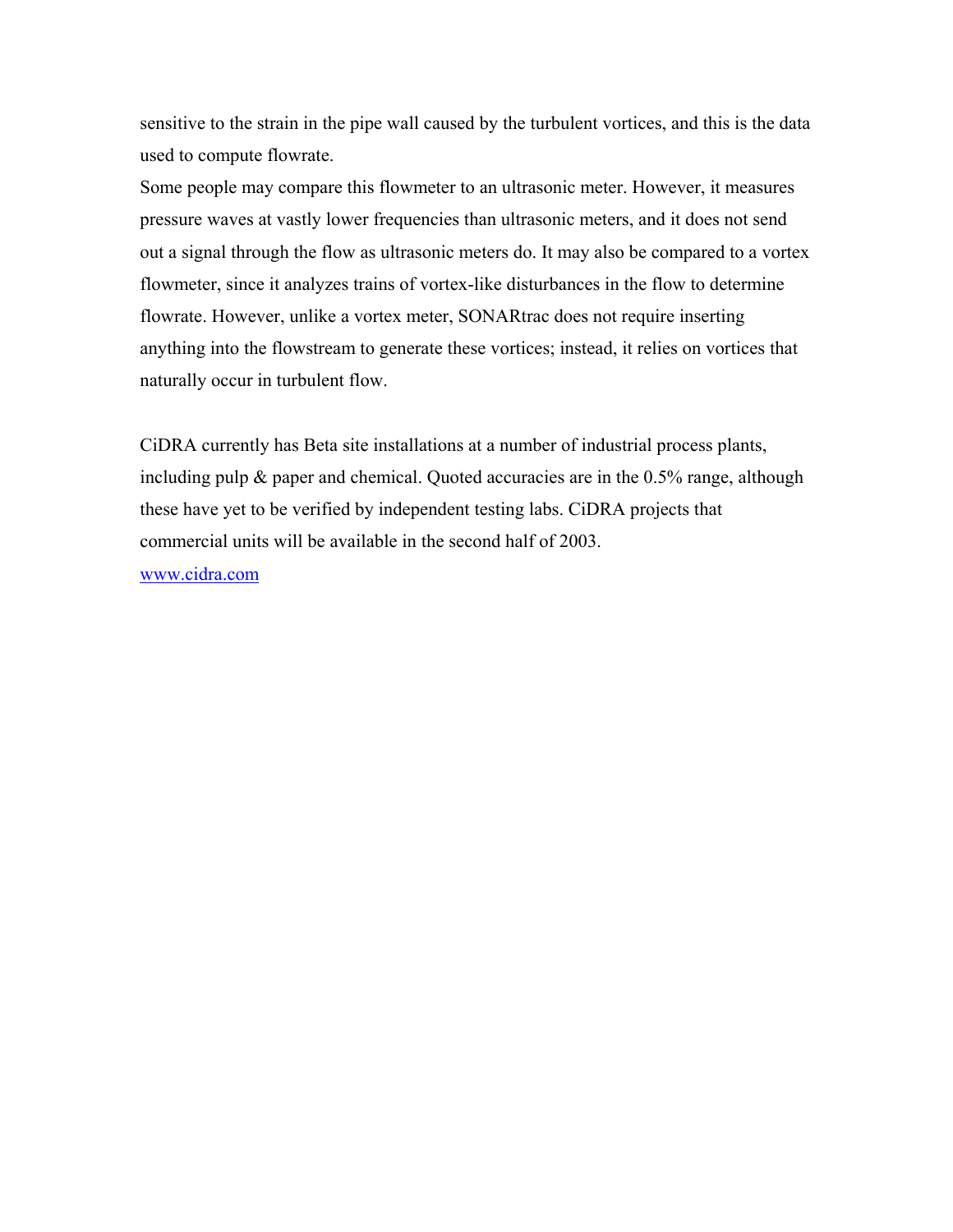sensitive to the strain in the pipe wall caused by the turbulent vortices, and this is the data used to compute flowrate.

Some people may compare this flowmeter to an ultrasonic meter. However, it measures pressure waves at vastly lower frequencies than ultrasonic meters, and it does not send out a signal through the flow as ultrasonic meters do. It may also be compared to a vortex flowmeter, since it analyzes trains of vortex-like disturbances in the flow to determine flowrate. However, unlike a vortex meter, SONARtrac does not require inserting anything into the flowstream to generate these vortices; instead, it relies on vortices that naturally occur in turbulent flow.

CiDRA currently has Beta site installations at a number of industrial process plants, including pulp & paper and chemical. Quoted accuracies are in the 0.5% range, although these have yet to be verified by independent testing labs. CiDRA projects that commercial units will be available in the second half of 2003.

[www.cidra.com](http://www.cidra.com)